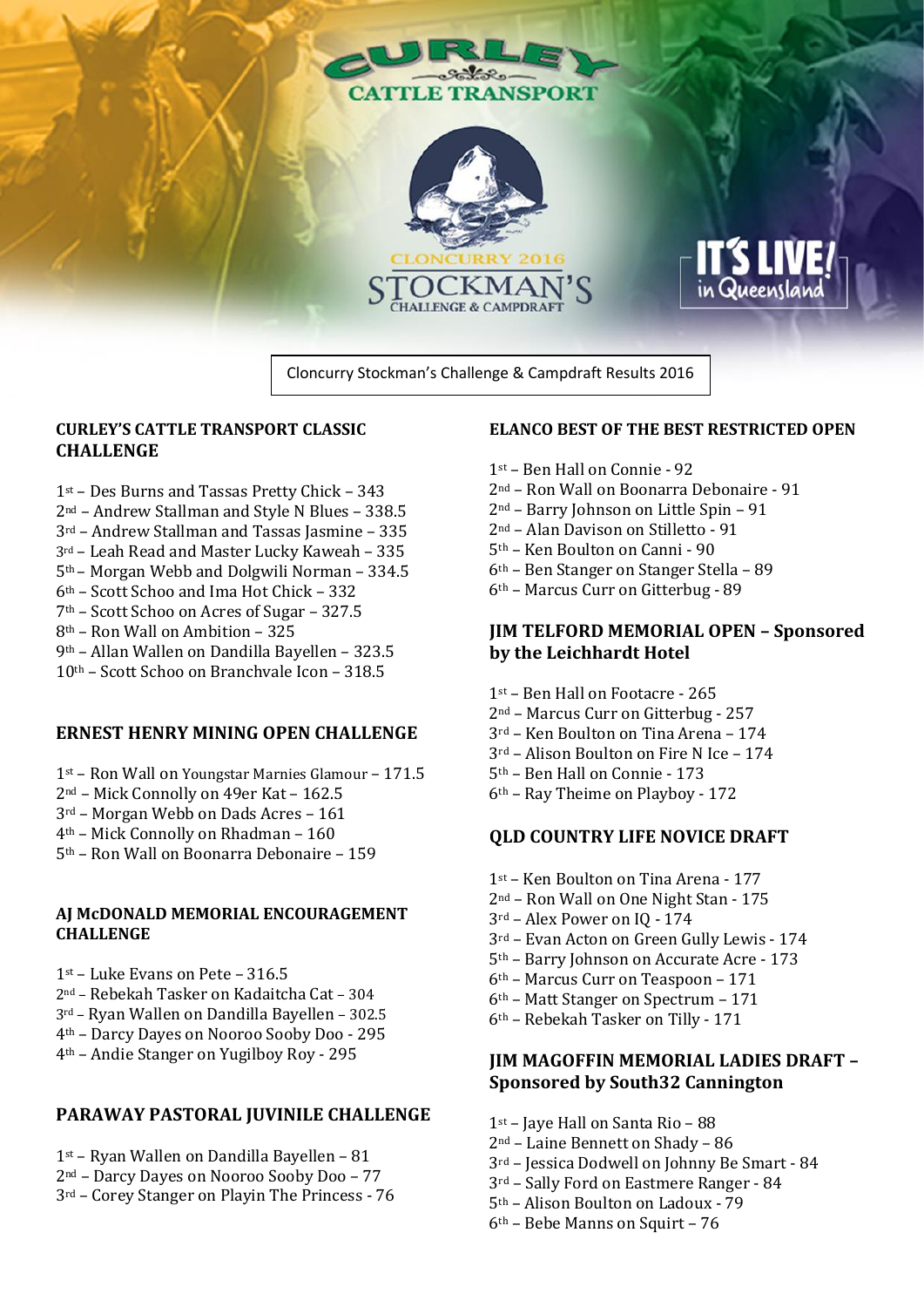Cloncurry Stockman's Challenge & Campdraft Results 2016

## CURLEY'S CATTLE TRANSPORT CLASSIC CHALLENGE

1st – Des Burns and Tassas Pretty Chick – 343
2nd – Andrew Stallman and Style N Blues – 338.5
3rd – Andrew Stallman and Tassas Jasmine – 335
3rd – Leah Read and Master Lucky Kaweah – 335
5th – Morgan Webb and Dolgwili Norman – 334.5
6th – Scott Schoo and Ima Hot Chick – 332
7th – Scott Schoo on Acres of Sugar – 327.5
8th – Ron Wall on Ambition – 325
9th – Allan Wallen on Dandilla Bayellen – 323.5
10th – Scott Schoo on Branchvale Icon – 318.5

## ERNEST HENRY MINING OPEN CHALLENGE

1st – Ron Wall on Youngstar Marnies Glamour – 171.5
2nd – Mick Connolly on 49er Kat – 162.5
3rd – Morgan Webb on Dads Acres – 161
4th – Mick Connolly on Rhadman – 160
5th – Ron Wall on Boonarra Debonaire – 159

## AJ McDONALD MEMORIAL ENCOURAGEMENT CHALLENGE

1st – Luke Evans on Pete – 316.5
2nd – Rebekah Tasker on Kadaitcha Cat – 304
3rd – Ryan Wallen on Dandilla Bayellen – 302.5
4th – Darcy Dayes on Nooroo Sooby Doo - 295
4th – Andie Stanger on Yugilboy Roy - 295

## PARAWAY PASTORAL JUVINILE CHALLENGE

1st – Ryan Wallen on Dandilla Bayellen – 81
2nd – Darcy Dayes on Nooroo Sooby Doo – 77
3rd – Corey Stanger on Playin The Princess - 76

## ELANCO BEST OF THE BEST RESTRICTED OPEN

1st – Ben Hall on Connie - 92
2nd – Ron Wall on Boonarra Debonaire - 91
2nd – Barry Johnson on Little Spin – 91
2nd – Alan Davison on Stilletto - 91
5th – Ken Boulton on Canni - 90
6th – Ben Stanger on Stanger Stella – 89
6th – Marcus Curr on Gitterbug - 89

## JIM TELFORD MEMORIAL OPEN – Sponsored by the Leichhardt Hotel

1st – Ben Hall on Footacre - 265
2nd – Marcus Curr on Gitterbug - 257
3rd – Ken Boulton on Tina Arena – 174
3rd – Alison Boulton on Fire N Ice – 174
5th – Ben Hall on Connie - 173
6th – Ray Theime on Playboy - 172

## QLD COUNTRY LIFE NOVICE DRAFT

1st – Ken Boulton on Tina Arena - 177
2nd – Ron Wall on One Night Stan - 175
3rd – Alex Power on IQ - 174
3rd – Evan Acton on Green Gully Lewis - 174
5th – Barry Johnson on Accurate Acre - 173
6th – Marcus Curr on Teaspoon – 171
6th – Matt Stanger on Spectrum – 171
6th – Rebekah Tasker on Tilly - 171

## JIM MAGOFFIN MEMORIAL LADIES DRAFT – Sponsored by South32 Cannington

1st – Jaye Hall on Santa Rio – 88
2nd – Laine Bennett on Shady – 86
3rd – Jessica Dodwell on Johnny Be Smart - 84
3rd – Sally Ford on Eastmere Ranger - 84
5th – Alison Boulton on Ladoux - 79
6th – Bebe Manns on Squirt – 76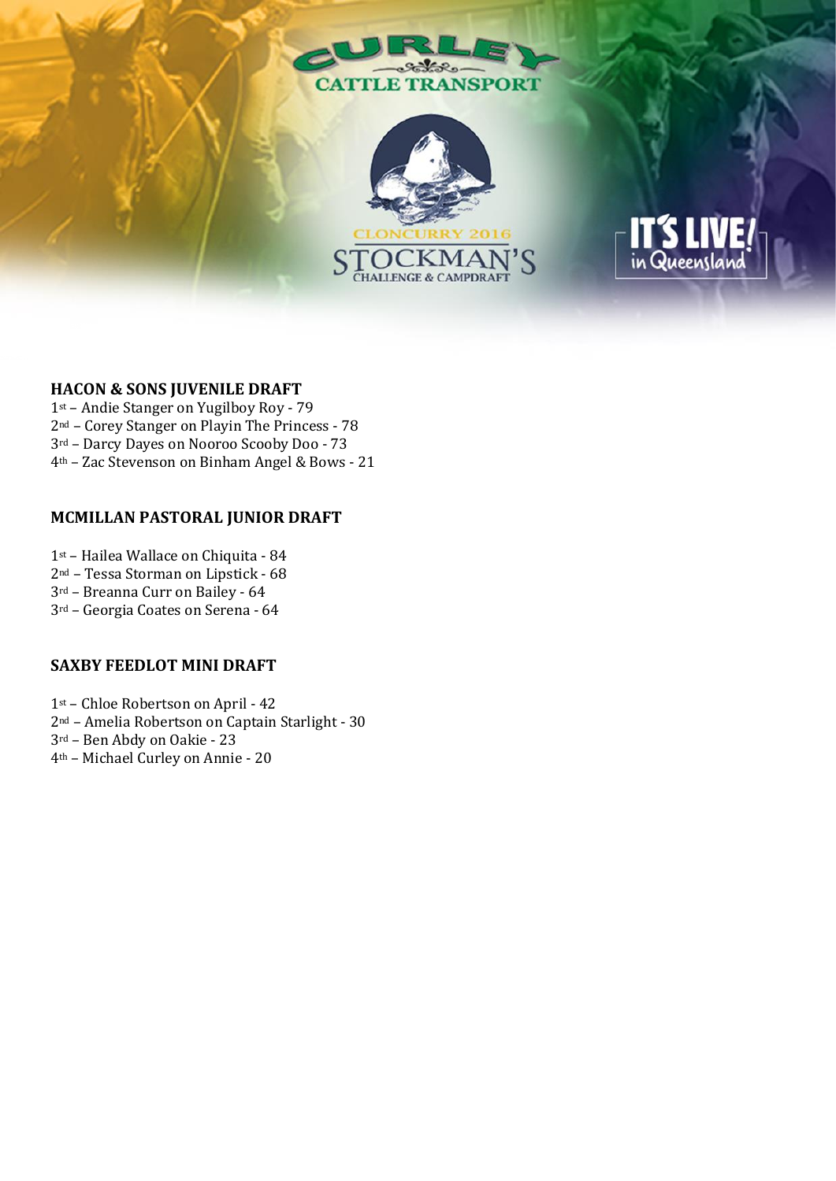**CURLEY CATTLE TRANSPORT**

CLONCURRY 2016

STOCKMAN'S CHALLENGE & CAMPDRAFT

IT'S LIVE! in Queensland

### HACON & SONS JUVENILE DRAFT

1st – Andie Stanger on Yugilboy Roy - 79
2nd – Corey Stanger on Playin The Princess - 78
3rd – Darcy Dayes on Nooroo Scooby Doo - 73
4th – Zac Stevenson on Binham Angel & Bows - 21

### MCMILLAN PASTORAL JUNIOR DRAFT

1st – Hailea Wallace on Chiquita - 84
2nd – Tessa Storman on Lipstick - 68
3rd – Breanna Curr on Bailey - 64
3rd – Georgia Coates on Serena - 64

### SAXBY FEEDLOT MINI DRAFT

1st – Chloe Robertson on April - 42
2nd – Amelia Robertson on Captain Starlight - 30
3rd – Ben Abdy on Oakie - 23
4th – Michael Curley on Annie - 20